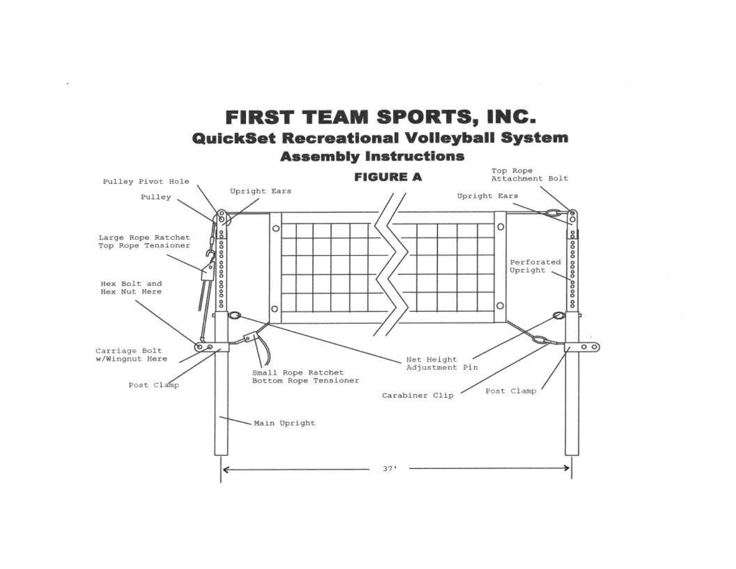# FIRST TEAM SPORTS, INC.

## QuickSet Recreational Volleyball System

### Assembly Instructions

**FIGURE A**

Pulley Pivot Hole

Pulley

Upright Ears

Large Rope Ratchet Top Rope Tensioner

Hex Bolt and Hex Nut Here

Carriage Bolt w/Wingnut Here

Post Clamp

Small Rope Ratchet Bottom Rope Tensioner

Main Upright

Top Rope Attachment Bolt

Upright Ears

Perforated Upright

Net Height Adjustment Pin

Carabiner Clip

Post Clamp

37'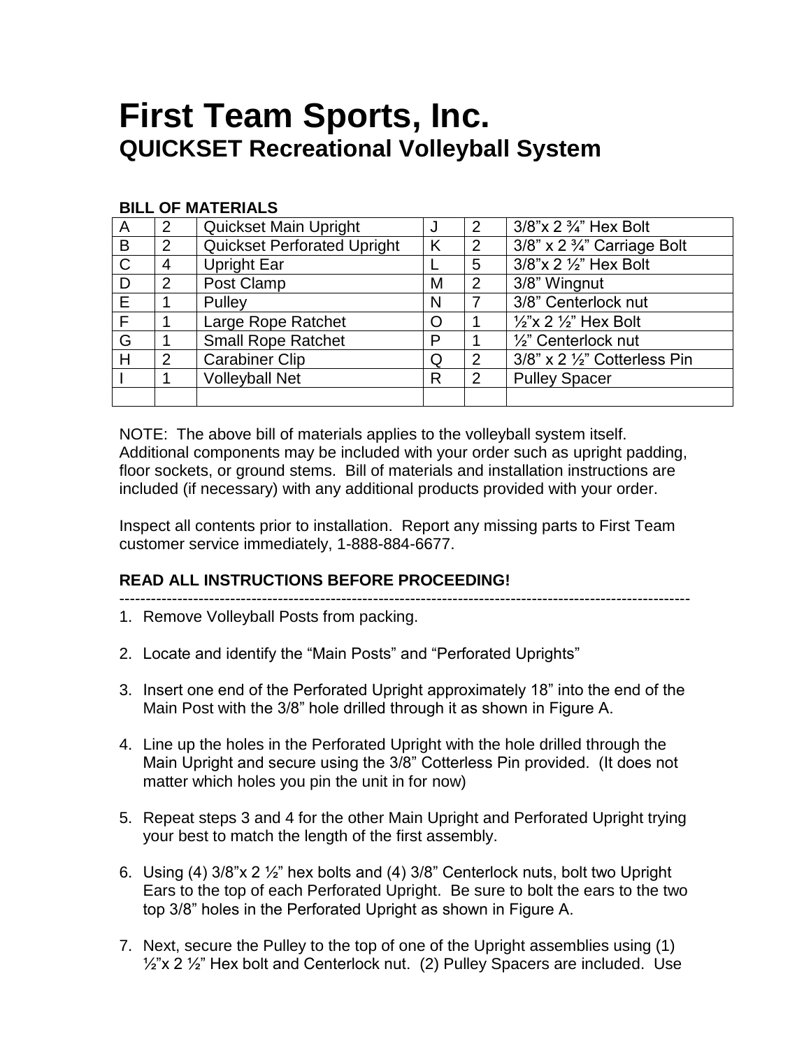# First Team Sports, Inc.
## QUICKSET Recreational Volleyball System

**BILL OF MATERIALS**

| A | 2 | Quickset Main Upright | J | 2 | 3/8”x 2 ¾” Hex Bolt |
|---|---|---|---|---|---|
| B | 2 | Quickset Perforated Upright | K | 2 | 3/8” x 2 ¾” Carriage Bolt |
| C | 4 | Upright Ear | L | 5 | 3/8”x 2 ½” Hex Bolt |
| D | 2 | Post Clamp | M | 2 | 3/8” Wingnut |
| E | 1 | Pulley | N | 7 | 3/8” Centerlock nut |
| F | 1 | Large Rope Ratchet | O | 1 | ½”x 2 ½” Hex Bolt |
| G | 1 | Small Rope Ratchet | P | 1 | ½” Centerlock nut |
| H | 2 | Carabiner Clip | Q | 2 | 3/8” x 2 ½” Cotterless Pin |
| I | 1 | Volleyball Net | R | 2 | Pulley Spacer |
| | | | | | |

NOTE: The above bill of materials applies to the volleyball system itself. Additional components may be included with your order such as upright padding, floor sockets, or ground stems. Bill of materials and installation instructions are included (if necessary) with any additional products provided with your order.

Inspect all contents prior to installation. Report any missing parts to First Team customer service immediately, 1-888-884-6677.

**READ ALL INSTRUCTIONS BEFORE PROCEEDING!**

---

1. Remove Volleyball Posts from packing.

2. Locate and identify the “Main Posts” and “Perforated Uprights”

3. Insert one end of the Perforated Upright approximately 18” into the end of the Main Post with the 3/8” hole drilled through it as shown in Figure A.

4. Line up the holes in the Perforated Upright with the hole drilled through the Main Upright and secure using the 3/8” Cotterless Pin provided. (It does not matter which holes you pin the unit in for now)

5. Repeat steps 3 and 4 for the other Main Upright and Perforated Upright trying your best to match the length of the first assembly.

6. Using (4) 3/8”x 2 ½” hex bolts and (4) 3/8” Centerlock nuts, bolt two Upright Ears to the top of each Perforated Upright. Be sure to bolt the ears to the two top 3/8” holes in the Perforated Upright as shown in Figure A.

7. Next, secure the Pulley to the top of one of the Upright assemblies using (1) ½”x 2 ½” Hex bolt and Centerlock nut. (2) Pulley Spacers are included. Use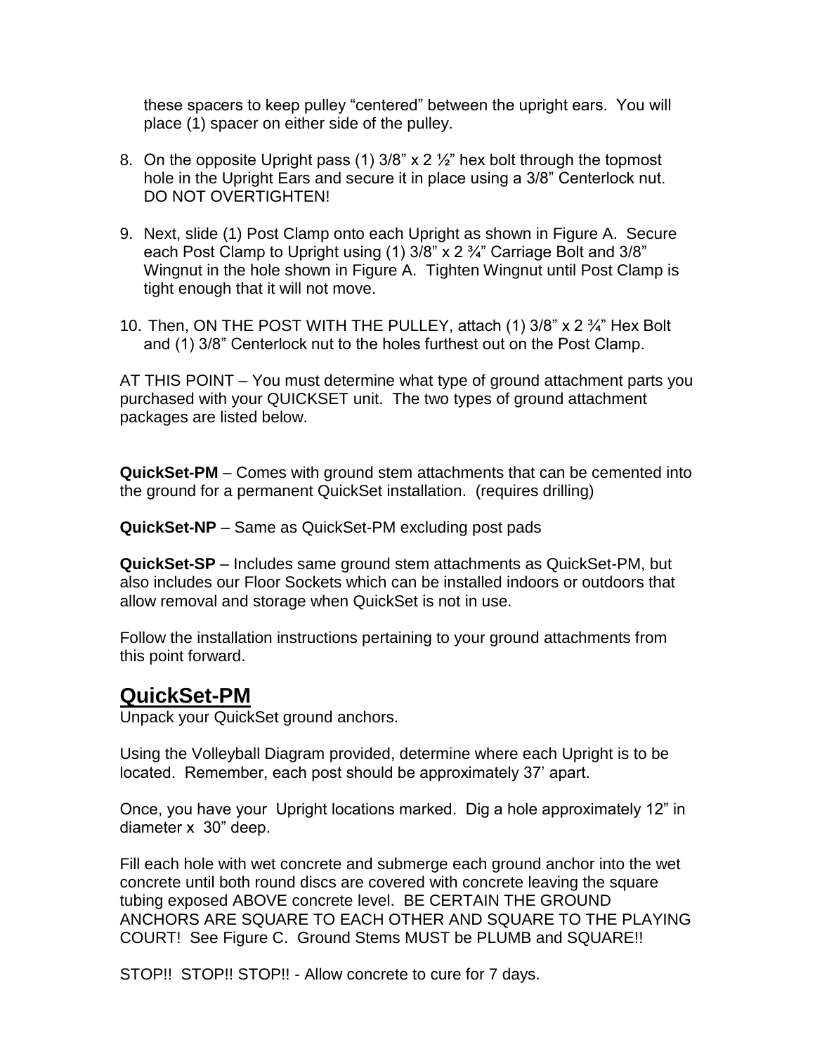these spacers to keep pulley "centered" between the upright ears. You will place (1) spacer on either side of the pulley.

8. On the opposite Upright pass (1) 3/8" x 2 ½" hex bolt through the topmost hole in the Upright Ears and secure it in place using a 3/8" Centerlock nut. DO NOT OVERTIGHTEN!

9. Next, slide (1) Post Clamp onto each Upright as shown in Figure A. Secure each Post Clamp to Upright using (1) 3/8" x 2 ¾" Carriage Bolt and 3/8" Wingnut in the hole shown in Figure A. Tighten Wingnut until Post Clamp is tight enough that it will not move.

10. Then, ON THE POST WITH THE PULLEY, attach (1) 3/8" x 2 ¾" Hex Bolt and (1) 3/8" Centerlock nut to the holes furthest out on the Post Clamp.

AT THIS POINT – You must determine what type of ground attachment parts you purchased with your QUICKSET unit. The two types of ground attachment packages are listed below.

**QuickSet-PM** – Comes with ground stem attachments that can be cemented into the ground for a permanent QuickSet installation. (requires drilling)

**QuickSet-NP** – Same as QuickSet-PM excluding post pads

**QuickSet-SP** – Includes same ground stem attachments as QuickSet-PM, but also includes our Floor Sockets which can be installed indoors or outdoors that allow removal and storage when QuickSet is not in use.

Follow the installation instructions pertaining to your ground attachments from this point forward.

## <u>QuickSet-PM</u>

Unpack your QuickSet ground anchors.

Using the Volleyball Diagram provided, determine where each Upright is to be located. Remember, each post should be approximately 37' apart.

Once, you have your Upright locations marked. Dig a hole approximately 12" in diameter x 30" deep.

Fill each hole with wet concrete and submerge each ground anchor into the wet concrete until both round discs are covered with concrete leaving the square tubing exposed ABOVE concrete level. BE CERTAIN THE GROUND ANCHORS ARE SQUARE TO EACH OTHER AND SQUARE TO THE PLAYING COURT! See Figure C. Ground Stems MUST be PLUMB and SQUARE!!

STOP!! STOP!! STOP!! - Allow concrete to cure for 7 days.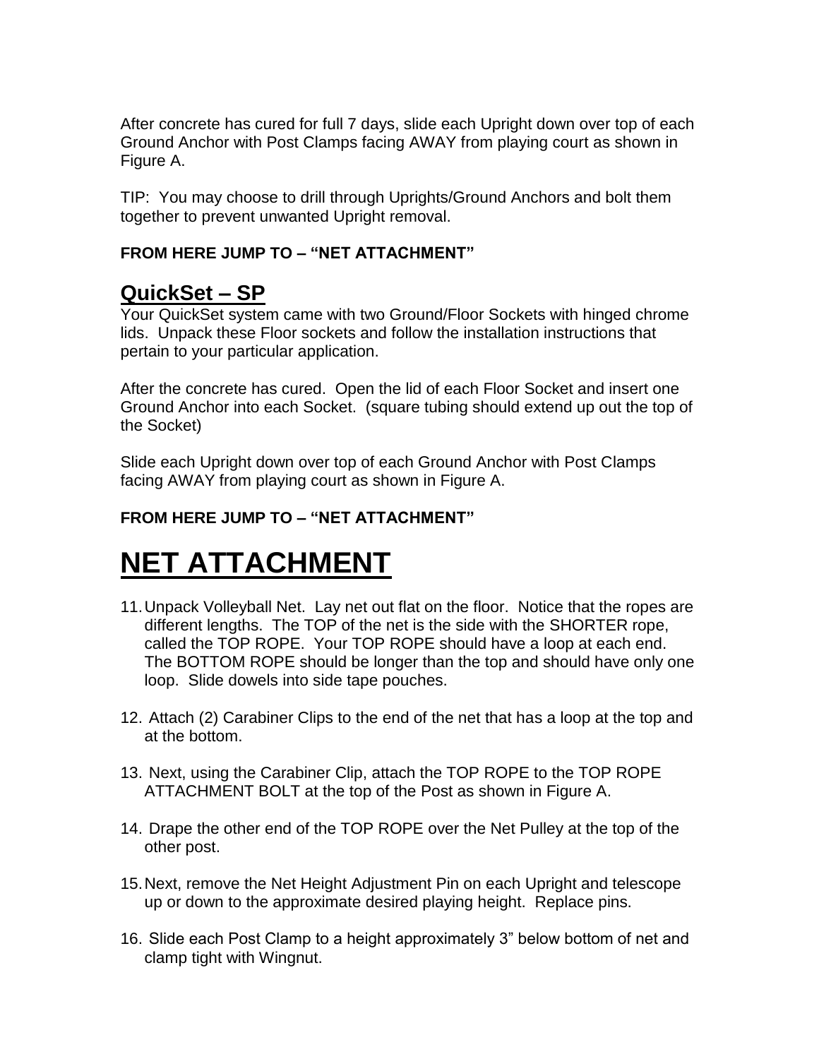After concrete has cured for full 7 days, slide each Upright down over top of each Ground Anchor with Post Clamps facing AWAY from playing court as shown in Figure A.

TIP: You may choose to drill through Uprights/Ground Anchors and bolt them together to prevent unwanted Upright removal.

**FROM HERE JUMP TO – "NET ATTACHMENT"**

## QuickSet – SP

Your QuickSet system came with two Ground/Floor Sockets with hinged chrome lids. Unpack these Floor sockets and follow the installation instructions that pertain to your particular application.

After the concrete has cured. Open the lid of each Floor Socket and insert one Ground Anchor into each Socket. (square tubing should extend up out the top of the Socket)

Slide each Upright down over top of each Ground Anchor with Post Clamps facing AWAY from playing court as shown in Figure A.

**FROM HERE JUMP TO – "NET ATTACHMENT"**

# NET ATTACHMENT

11. Unpack Volleyball Net. Lay net out flat on the floor. Notice that the ropes are different lengths. The TOP of the net is the side with the SHORTER rope, called the TOP ROPE. Your TOP ROPE should have a loop at each end. The BOTTOM ROPE should be longer than the top and should have only one loop. Slide dowels into side tape pouches.

12. Attach (2) Carabiner Clips to the end of the net that has a loop at the top and at the bottom.

13. Next, using the Carabiner Clip, attach the TOP ROPE to the TOP ROPE ATTACHMENT BOLT at the top of the Post as shown in Figure A.

14. Drape the other end of the TOP ROPE over the Net Pulley at the top of the other post.

15. Next, remove the Net Height Adjustment Pin on each Upright and telescope up or down to the approximate desired playing height. Replace pins.

16. Slide each Post Clamp to a height approximately 3" below bottom of net and clamp tight with Wingnut.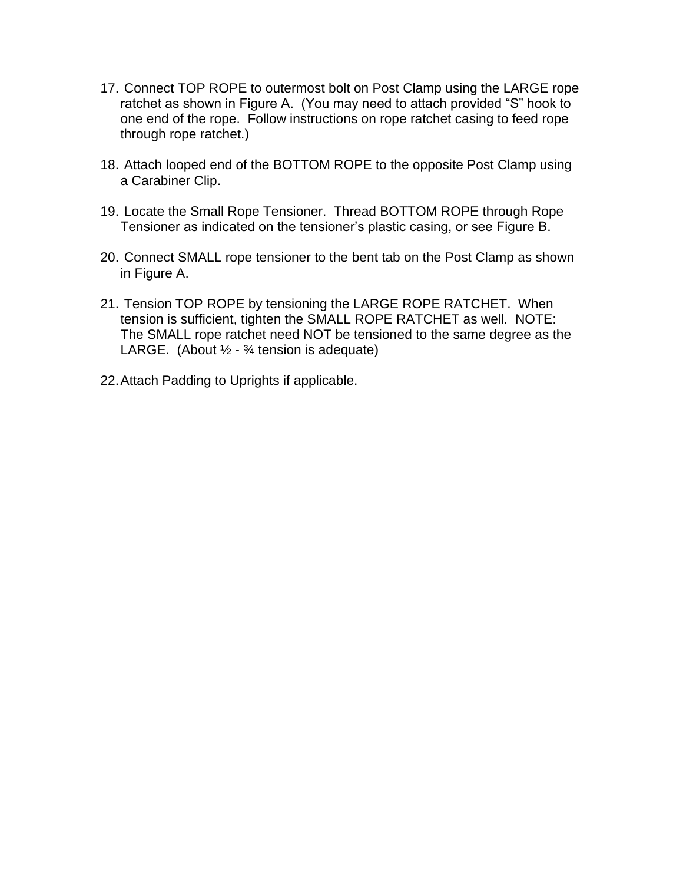17. Connect TOP ROPE to outermost bolt on Post Clamp using the LARGE rope ratchet as shown in Figure A. (You may need to attach provided "S" hook to one end of the rope. Follow instructions on rope ratchet casing to feed rope through rope ratchet.)

18. Attach looped end of the BOTTOM ROPE to the opposite Post Clamp using a Carabiner Clip.

19. Locate the Small Rope Tensioner. Thread BOTTOM ROPE through Rope Tensioner as indicated on the tensioner's plastic casing, or see Figure B.

20. Connect SMALL rope tensioner to the bent tab on the Post Clamp as shown in Figure A.

21. Tension TOP ROPE by tensioning the LARGE ROPE RATCHET. When tension is sufficient, tighten the SMALL ROPE RATCHET as well. NOTE: The SMALL rope ratchet need NOT be tensioned to the same degree as the LARGE. (About ½ - ¾ tension is adequate)

22. Attach Padding to Uprights if applicable.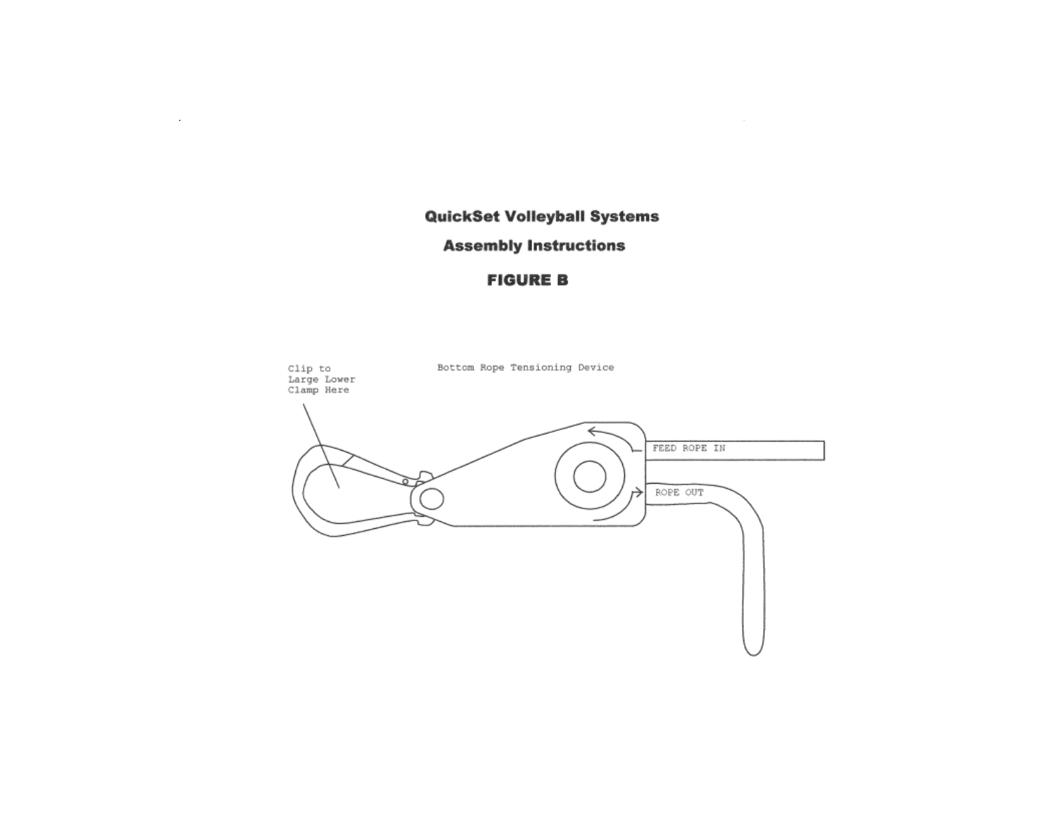# QuickSet Volleyball Systems

## Assembly Instructions

### FIGURE B

Clip to Large Lower Clamp Here

Bottom Rope Tensioning Device

FEED ROPE IN

ROPE OUT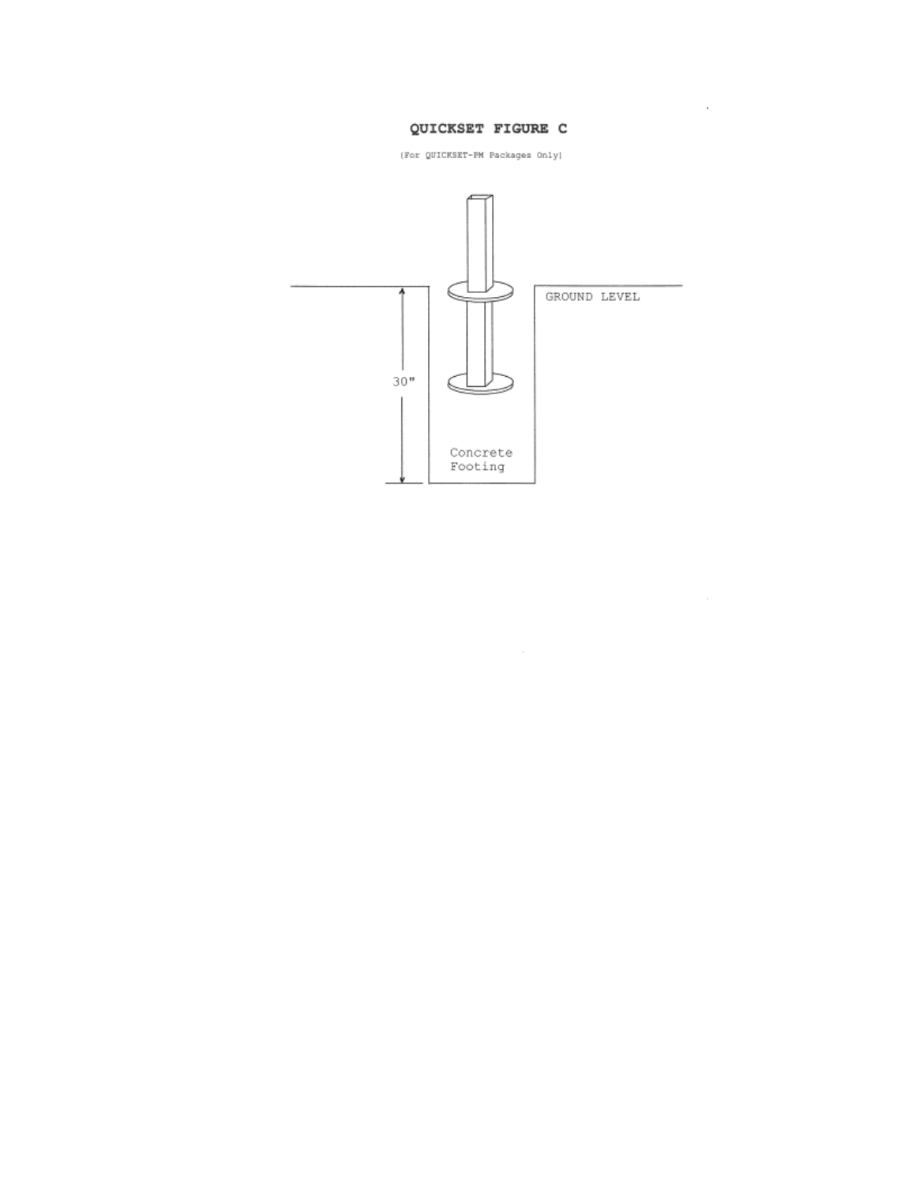# QUICKSET FIGURE C

(For QUICKSET-PM Packages Only)

GROUND LEVEL

30"

Concrete Footing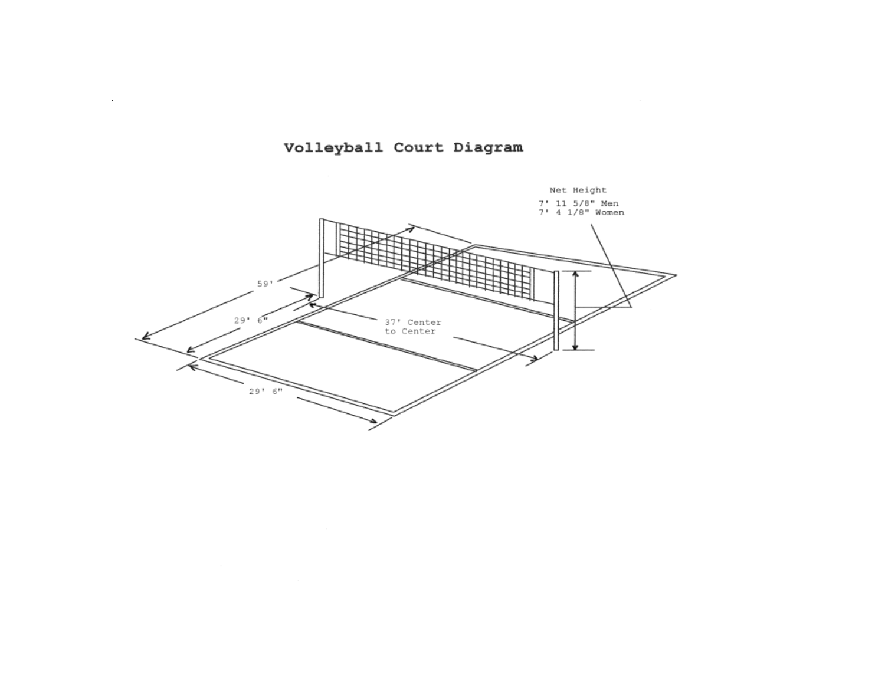# Volleyball Court Diagram

Net Height
7' 11 5/8" Men
7' 4 1/8" Women

59'

29' 6"

37' Center
to Center

29' 6"